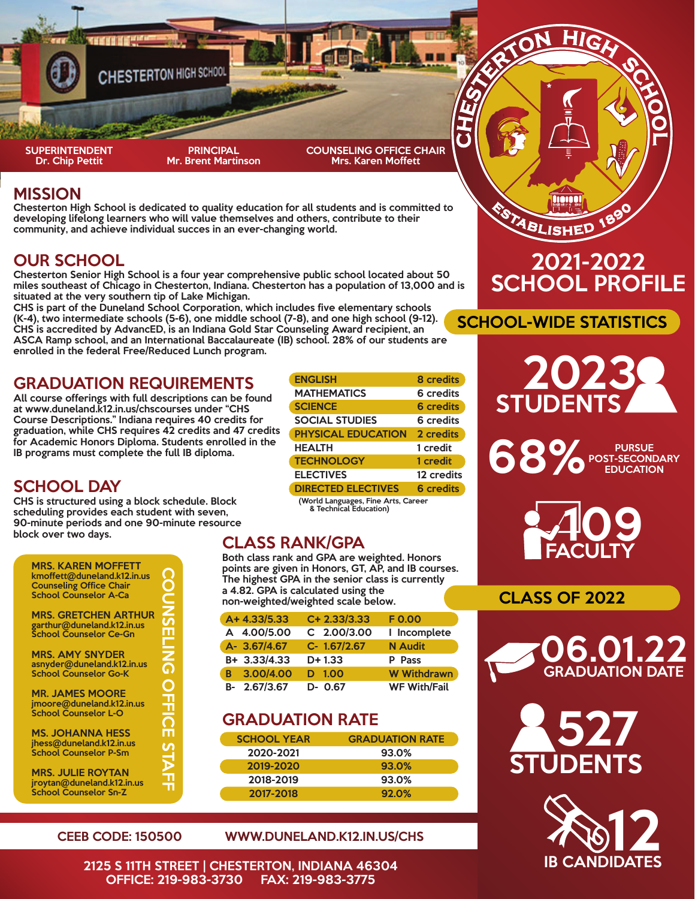CHESTERTON HIGH SCHOOL

**SUPERINTENDENT**
Dr. Chip Pettit

**PRINCIPAL**
Mr. Brent Martinson

**COUNSELING OFFICE CHAIR**
Mrs. Karen Moffett

# 2021-2022 SCHOOL PROFILE

## MISSION

Chesterton High School is dedicated to quality education for all students and is committed to developing lifelong learners who will value themselves and others, contribute to their community, and achieve individual succes in an ever-changing world.

## OUR SCHOOL

Chesterton Senior High School is a four year comprehensive public school located about 50 miles southeast of Chicago in Chesterton, Indiana. Chesterton has a population of 13,000 and is situated at the very southern tip of Lake Michigan.

CHS is part of the Duneland School Corporation, which includes five elementary schools (K-4), two intermediate schools (5-6), one middle school (7-8), and one high school (9-12). CHS is accredited by AdvancED, is an Indiana Gold Star Counseling Award recipient, an ASCA Ramp school, and an International Baccalaureate (IB) school. 28% of our students are enrolled in the federal Free/Reduced Lunch program.

## GRADUATION REQUIREMENTS

All course offerings with full descriptions can be found at www.duneland.k12.in.us/chscourses under "CHS Course Descriptions." Indiana requires 40 credits for graduation, while CHS requires 42 credits and 47 credits for Academic Honors Diploma. Students enrolled in the IB programs must complete the full IB diploma.

| Subject | Credits |
|---|---|
| ENGLISH | 8 credits |
| MATHEMATICS | 6 credits |
| SCIENCE | 6 credits |
| SOCIAL STUDIES | 6 credits |
| PHYSICAL EDUCATION | 2 credits |
| HEALTH | 1 credit |
| TECHNOLOGY | 1 credit |
| ELECTIVES | 12 credits |
| DIRECTED ELECTIVES | 6 credits |

(World Languages, Fine Arts, Career & Technical Education)

## SCHOOL DAY

CHS is structured using a block schedule. Block scheduling provides each student with seven, 90-minute periods and one 90-minute resource block over two days.

## COUNSELING OFFICE STAFF

**MRS. KAREN MOFFETT**
kmoffett@duneland.k12.in.us
Counseling Office Chair
School Counselor A-Ca

**MRS. GRETCHEN ARTHUR**
garthur@duneland.k12.in.us
School Counselor Ce-Gn

**MRS. AMY SNYDER**
asnyder@duneland.k12.in.us
School Counselor Go-K

**MR. JAMES MOORE**
jmoore@duneland.k12.in.us
School Counselor L-O

**MS. JOHANNA HESS**
jhess@duneland.k12.in.us
School Counselor P-Sm

**MRS. JULIE ROYTAN**
jroytan@duneland.k12.in.us
School Counselor Sn-Z

## CLASS RANK/GPA

Both class rank and GPA are weighted. Honors points are given in Honors, GT, AP, and IB courses. The highest GPA in the senior class is currently a 4.82. GPA is calculated using the non-weighted/weighted scale below.

| | | |
|---|---|---|
| A+ 4.33/5.33 | C+ 2.33/3.33 | F 0.00 |
| A 4.00/5.00 | C 2.00/3.00 | I Incomplete |
| A- 3.67/4.67 | C- 1.67/2.67 | N Audit |
| B+ 3.33/4.33 | D+ 1.33 | P Pass |
| B 3.00/4.00 | D 1.00 | W Withdrawn |
| B- 2.67/3.67 | D- 0.67 | WF With/Fail |

## GRADUATION RATE

| SCHOOL YEAR | GRADUATION RATE |
|---|---|
| 2020-2021 | 93.0% |
| 2019-2020 | 93.0% |
| 2018-2019 | 93.0% |
| 2017-2018 | 92.0% |

## SCHOOL-WIDE STATISTICS

**2023** STUDENTS

**68%** PURSUE POST-SECONDARY EDUCATION

**109** FACULTY

## CLASS OF 2022

**06.01.22** GRADUATION DATE

**527** STUDENTS

**12** IB CANDIDATES

**CEEB CODE: 150500**

**WWW.DUNELAND.K12.IN.US/CHS**

2125 S 11TH STREET | CHESTERTON, INDIANA 46304
OFFICE: 219-983-3730 FAX: 219-983-3775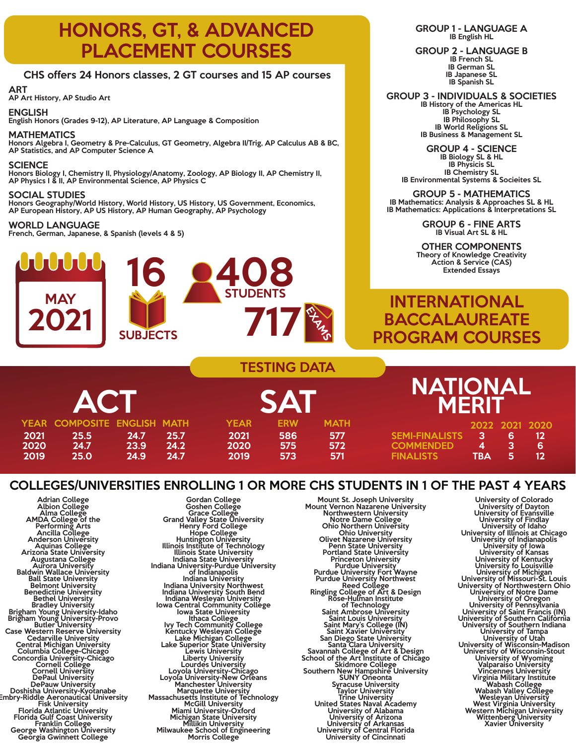# HONORS, GT, & ADVANCED PLACEMENT COURSES

CHS offers 24 Honors classes, 2 GT courses and 15 AP courses

**ART**
AP Art History, AP Studio Art

**ENGLISH**
English Honors (Grades 9-12), AP Literature, AP Language & Composition

**MATHEMATICS**
Honors Algebra I, Geometry & Pre-Calculus, GT Geometry, Algebra II/Trig, AP Calculus AB & BC, AP Statistics, and AP Computer Science A

**SCIENCE**
Honors Biology I, Chemistry II, Physiology/Anatomy, Zoology, AP Biology II, AP Chemistry II, AP Physics I & II, AP Environmental Science, AP Physics C

**SOCIAL STUDIES**
Honors Geography/World History, World History, US History, US Government, Economics, AP European History, AP US History, AP Human Geography, AP Psychology

**WORLD LANGUAGE**
French, German, Japanese, & Spanish (levels 4 & 5)

MAY 2021

16 SUBJECTS

408 STUDENTS

717 EXAMS

# INTERNATIONAL BACCALAUREATE PROGRAM COURSES

**GROUP 1 - LANGUAGE A**
IB English HL

**GROUP 2 - LANGUAGE B**
IB French SL
IB German SL
IB Japanese SL
IB Spanish SL

**GROUP 3 - INDIVIDUALS & SOCIETIES**
IB History of the Americas HL
IB Psychology SL
IB Philosophy SL
IB World Religions SL
IB Business & Management SL

**GROUP 4 - SCIENCE**
IB Biology SL & HL
IB Physicis SL
IB Chemistry SL
IB Environmental Systems & Socieites SL

**GROUP 5 - MATHEMATICS**
IB Mathematics: Analysis & Approaches SL & HL
IB Mathematics: Applications & Interpretations SL

**GROUP 6 - FINE ARTS**
IB Visual Art SL & HL

**OTHER COMPONENTS**
Theory of Knowledge Creativity
Action & Service (CAS)
Extended Essays

# TESTING DATA

## ACT

| YEAR | COMPOSITE | ENGLISH | MATH |
|---|---|---|---|
| 2021 | 25.5 | 24.7 | 25.7 |
| 2020 | 24.7 | 23.9 | 24.2 |
| 2019 | 25.0 | 24.9 | 24.7 |

## SAT

| YEAR | ERW | MATH |
|---|---|---|
| 2021 | 586 | 577 |
| 2020 | 575 | 572 |
| 2019 | 573 | 571 |

## NATIONAL MERIT

| | 2022 | 2021 | 2020 |
|---|---|---|---|
| SEMI-FINALISTS | 3 | 6 | 12 |
| COMMENDED | 4 | 3 | 6 |
| FINALISTS | TBA | 5 | 12 |

# COLLEGES/UNIVERSITIES ENROLLING 1 OR MORE CHS STUDENTS IN 1 OF THE PAST 4 YEARS

Adrian College
Albion College
Alma College
AMDA College of the Performing Arts
Ancilla College
Anderson University
Aquinas College
Arizona State University
Augustana College
Aurora University
Baldwin Wallace University
Ball State University
Belmont University
Benedictine University
Bethel University
Bradley University
Brigham Young University-Idaho
Brigham Young University-Provo
Butler University
Case Western Reserve University
Cedarville University
Central Michigan University
Columbia College-Chicago
Concordia University-Chicago
Cornell College
Cornell University
DePaul University
DePauw University
Doshisha University-Kyotanabe
Embry-Riddle Aeronautical University
Fisk University
Florida Atlantic University
Florida Gulf Coast University
Franklin College
George Washington University
Georgia Gwinnett College
Gordan College
Goshen College
Grace College
Grand Valley State University
Henry Ford College
Hope College
Huntington University
Illinois Institute of Technology
Illinois State University
Indiana State University
Indiana University-Purdue University of Indianapolis
Indiana University
Indiana University Northwest
Indiana University South Bend
Indiana Wesleyan University
Iowa Central Community College
Iowa State University
Ithaca College
Ivy Tech Community College
Kentucky Wesleyan College
Lake Michigan College
Lake Superior State University
Lewis University
Liberty University
Lourdes University
Loyola University-Chicago
Loyola University-New Orleans
Manchester University
Marquette University
Massachusetts Institute of Technology
McGill University
Miami University-Oxford
Michigan State University
Millikin University
Milwaukee School of Engineering
Morris College
Mount St. Joseph University
Mount Vernon Nazarene University
Northwestern University
Notre Dame College
Ohio Northern University
Ohio University
Olivet Nazarene University
Penn State University
Portland State University
Princeton University
Purdue University
Purdue University Fort Wayne
Purdue University Northwest
Reed College
Ringling College of Art & Design
Rose-Hulman Institute of Technology
Saint Ambrose University
Saint Louis University
Saint Mary's College (IN)
Saint Xavier University
San Diego State University
Santa Clara University
Savannah College of Art & Design
School of the Art Institute of Chicago
Skidmore College
Southern New Hampshire University
SUNY Oneonta
Syracuse University
Taylor University
Trine University
United States Naval Academy
University of Alabama
University of Arizona
University of Arkansas
University of Central Florida
University of Cincinnati
University of Colorado
University of Dayton
University of Evansville
University of Findlay
University of Idaho
University of Illinois at Chicago
University of Indianapolis
University of Iowa
University of Kansas
University of Kentucky
University fo Louisville
University of Michigan
University of Missouri-St. Louis
University of Northwestern Ohio
University of Notre Dame
University of Oregon
University of Pennsylvania
University of Saint Francis (IN)
University of Southern California
University of Southern Indiana
University of Tampa
University of Utah
University of Wisconsin-Madison
University of Wisconsin-Stout
University of Wyoming
Valparaiso University
Vincennes University
Virginia Military Institute
Wabash College
Wabash Valley College
Wesleyan University
West Virginia University
Western Michigan University
Wittenberg University
Xavier University